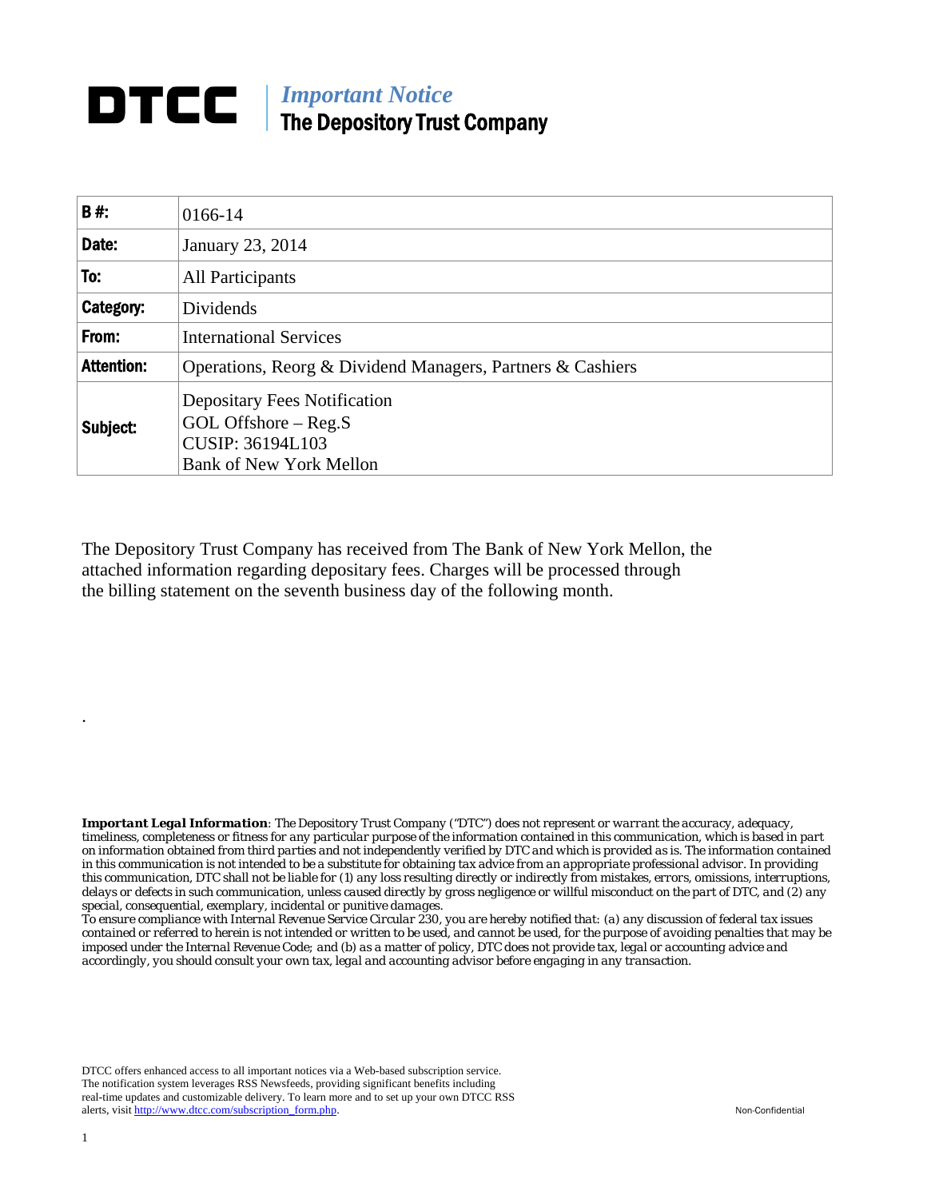# DTCC | *Important Notice*
## The Depository Trust Company

| B #: | 0166-14 |
|---|---|
| Date: | January 23, 2014 |
| To: | All Participants |
| Category: | Dividends |
| From: | International Services |
| Attention: | Operations, Reorg & Dividend Managers, Partners & Cashiers |
| Subject: | Depositary Fees Notification<br>GOL Offshore – Reg.S<br>CUSIP: 36194L103<br>Bank of New York Mellon |

The Depository Trust Company has received from The Bank of New York Mellon, the attached information regarding depositary fees. Charges will be processed through the billing statement on the seventh business day of the following month.

.

***Important Legal Information**: The Depository Trust Company ("DTC") does not represent or warrant the accuracy, adequacy, timeliness, completeness or fitness for any particular purpose of the information contained in this communication, which is based in part on information obtained from third parties and not independently verified by DTC and which is provided as is. The information contained in this communication is not intended to be a substitute for obtaining tax advice from an appropriate professional advisor. In providing this communication, DTC shall not be liable for (1) any loss resulting directly or indirectly from mistakes, errors, omissions, interruptions, delays or defects in such communication, unless caused directly by gross negligence or willful misconduct on the part of DTC, and (2) any special, consequential, exemplary, incidental or punitive damages.*
*To ensure compliance with Internal Revenue Service Circular 230, you are hereby notified that: (a) any discussion of federal tax issues contained or referred to herein is not intended or written to be used, and cannot be used, for the purpose of avoiding penalties that may be imposed under the Internal Revenue Code; and (b) as a matter of policy, DTC does not provide tax, legal or accounting advice and accordingly, you should consult your own tax, legal and accounting advisor before engaging in any transaction.*

DTCC offers enhanced access to all important notices via a Web-based subscription service. The notification system leverages RSS Newsfeeds, providing significant benefits including real-time updates and customizable delivery. To learn more and to set up your own DTCC RSS alerts, visit http://www.dtcc.com/subscription_form.php.

Non-Confidential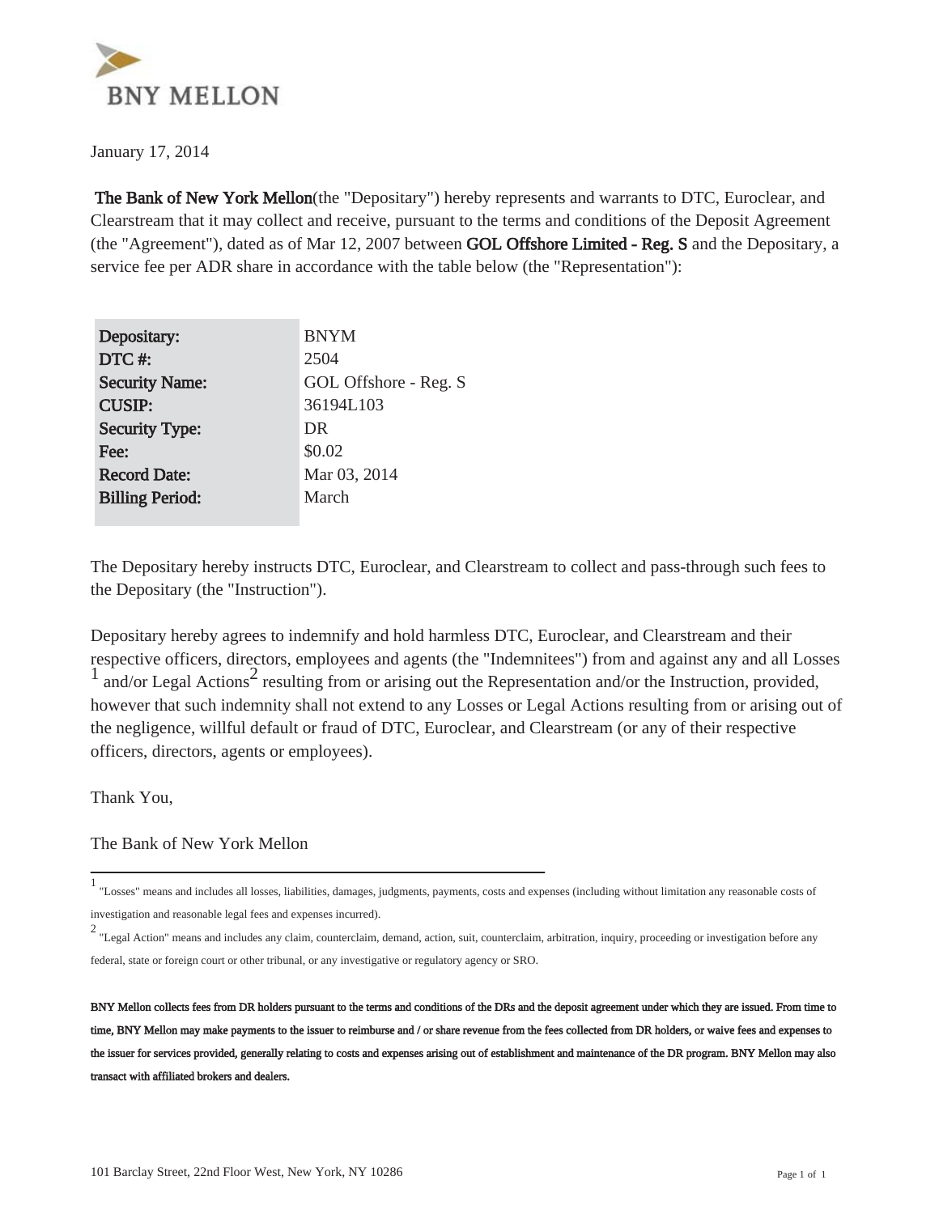**BNY MELLON**

January 17, 2014

**The Bank of New York Mellon**(the "Depositary") hereby represents and warrants to DTC, Euroclear, and Clearstream that it may collect and receive, pursuant to the terms and conditions of the Deposit Agreement (the "Agreement"), dated as of Mar 12, 2007 between **GOL Offshore Limited - Reg. S** and the Depositary, a service fee per ADR share in accordance with the table below (the "Representation"):

| | |
|---|---|
| **Depositary:** | BNYM |
| **DTC #:** | 2504 |
| **Security Name:** | GOL Offshore - Reg. S |
| **CUSIP:** | 36194L103 |
| **Security Type:** | DR |
| **Fee:** | $0.02 |
| **Record Date:** | Mar 03, 2014 |
| **Billing Period:** | March |

The Depositary hereby instructs DTC, Euroclear, and Clearstream to collect and pass-through such fees to the Depositary (the "Instruction").

Depositary hereby agrees to indemnify and hold harmless DTC, Euroclear, and Clearstream and their respective officers, directors, employees and agents (the "Indemnitees") from and against any and all Losses [1] and/or Legal Actions[2] resulting from or arising out the Representation and/or the Instruction, provided, however that such indemnity shall not extend to any Losses or Legal Actions resulting from or arising out of the negligence, willful default or fraud of DTC, Euroclear, and Clearstream (or any of their respective officers, directors, agents or employees).

Thank You,

The Bank of New York Mellon

---

[1] "Losses" means and includes all losses, liabilities, damages, judgments, payments, costs and expenses (including without limitation any reasonable costs of investigation and reasonable legal fees and expenses incurred).

[2] "Legal Action" means and includes any claim, counterclaim, demand, action, suit, counterclaim, arbitration, inquiry, proceeding or investigation before any federal, state or foreign court or other tribunal, or any investigative or regulatory agency or SRO.

**BNY Mellon collects fees from DR holders pursuant to the terms and conditions of the DRs and the deposit agreement under which they are issued. From time to time, BNY Mellon may make payments to the issuer to reimburse and / or share revenue from the fees collected from DR holders, or waive fees and expenses to the issuer for services provided, generally relating to costs and expenses arising out of establishment and maintenance of the DR program. BNY Mellon may also transact with affiliated brokers and dealers.**

101 Barclay Street, 22nd Floor West, New York, NY 10286